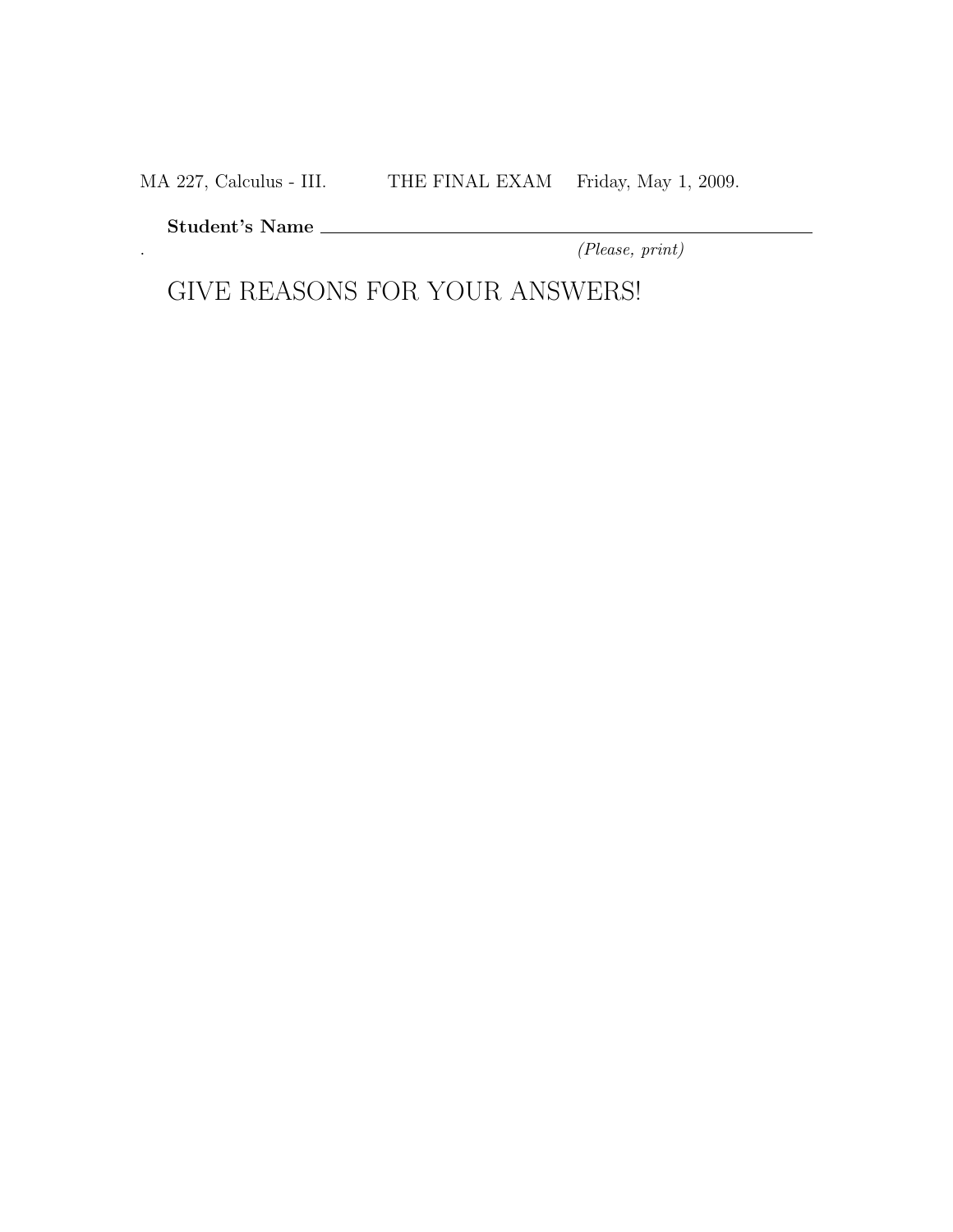MA 227, Calculus - III. THE FINAL EXAM Friday, May 1, 2009.

**Student's Name** \_\_\_\_\_\_\_\_\_\_\_\_\_\_\_\_\_\_\_\_\_\_\_\_\_\_\_\_\_\_\_\_\_\_\_\_\_\_\_\_

*(Please, print)*

## GIVE REASONS FOR YOUR ANSWERS!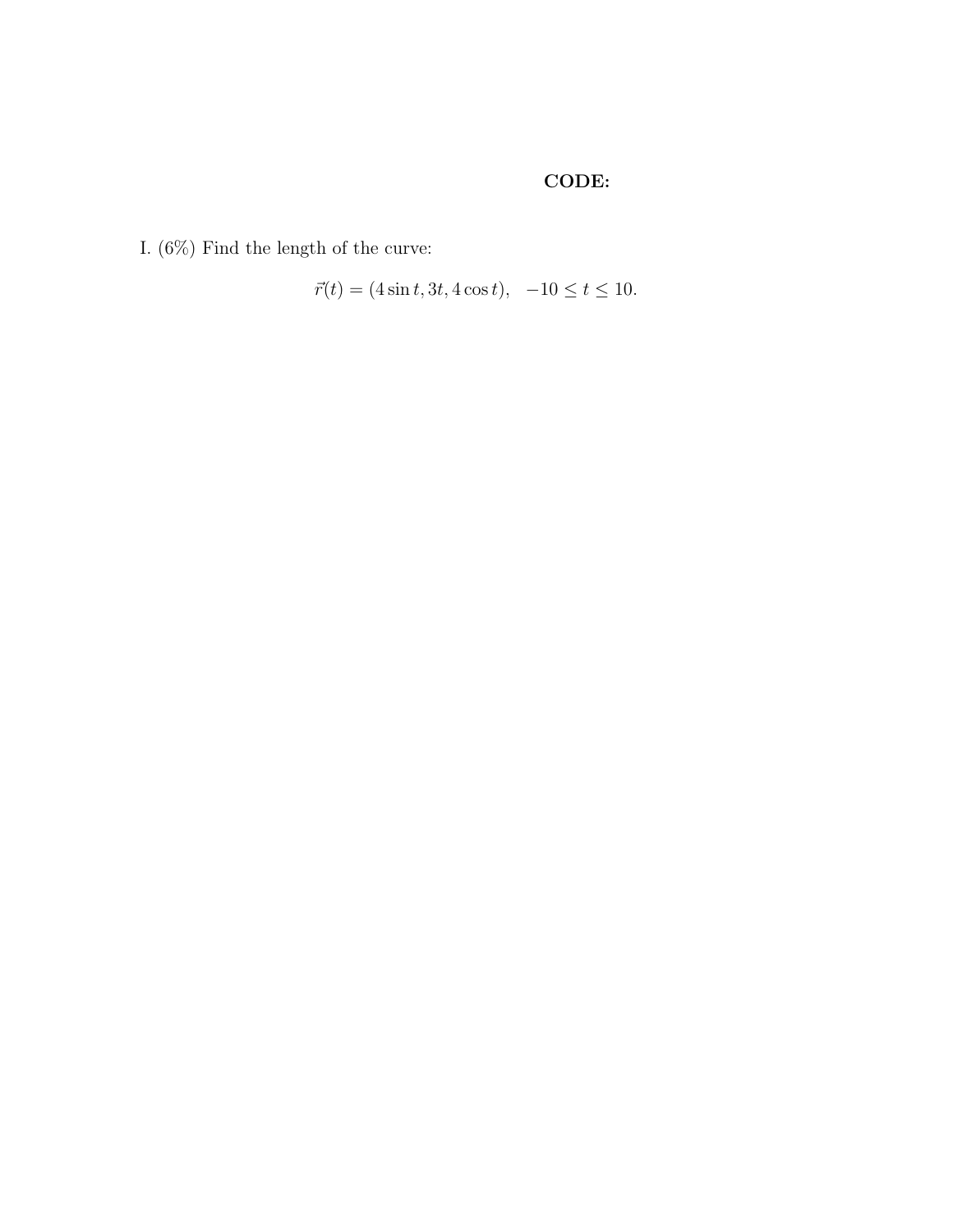**CODE:**

I. (6%) Find the length of the curve:

$$\vec{r}(t) = (4\sin t, 3t, 4\cos t), \quad -10 \leq t \leq 10.$$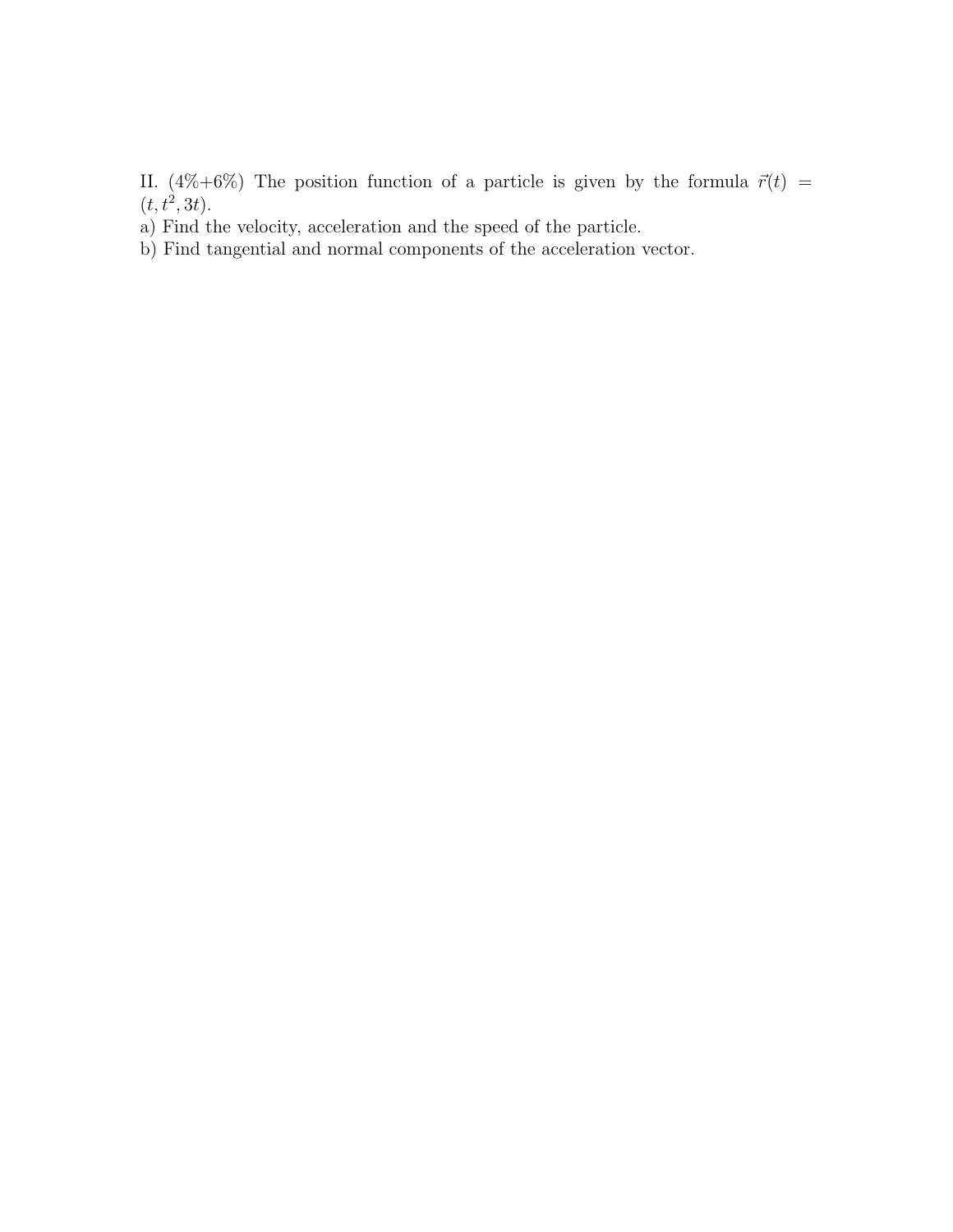II. (4%+6%) The position function of a particle is given by the formula $\vec{r}(t) = (t, t^2, 3t)$.

a) Find the velocity, acceleration and the speed of the particle.

b) Find tangential and normal components of the acceleration vector.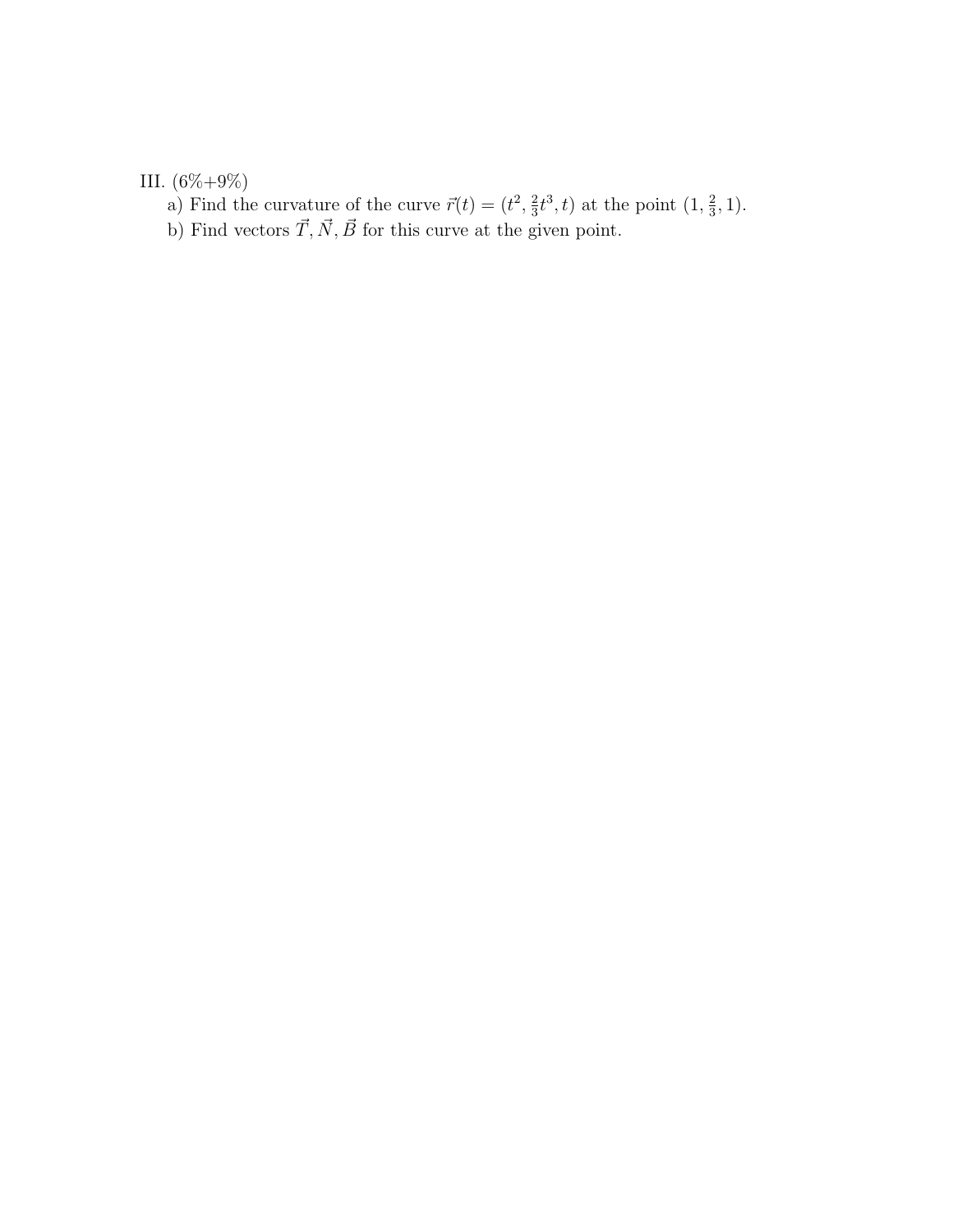III. (6%+9%)

a) Find the curvature of the curve $\vec{r}(t) = (t^2, \frac{2}{3}t^3, t)$ at the point $(1, \frac{2}{3}, 1)$.

b) Find vectors $\vec{T}, \vec{N}, \vec{B}$ for this curve at the given point.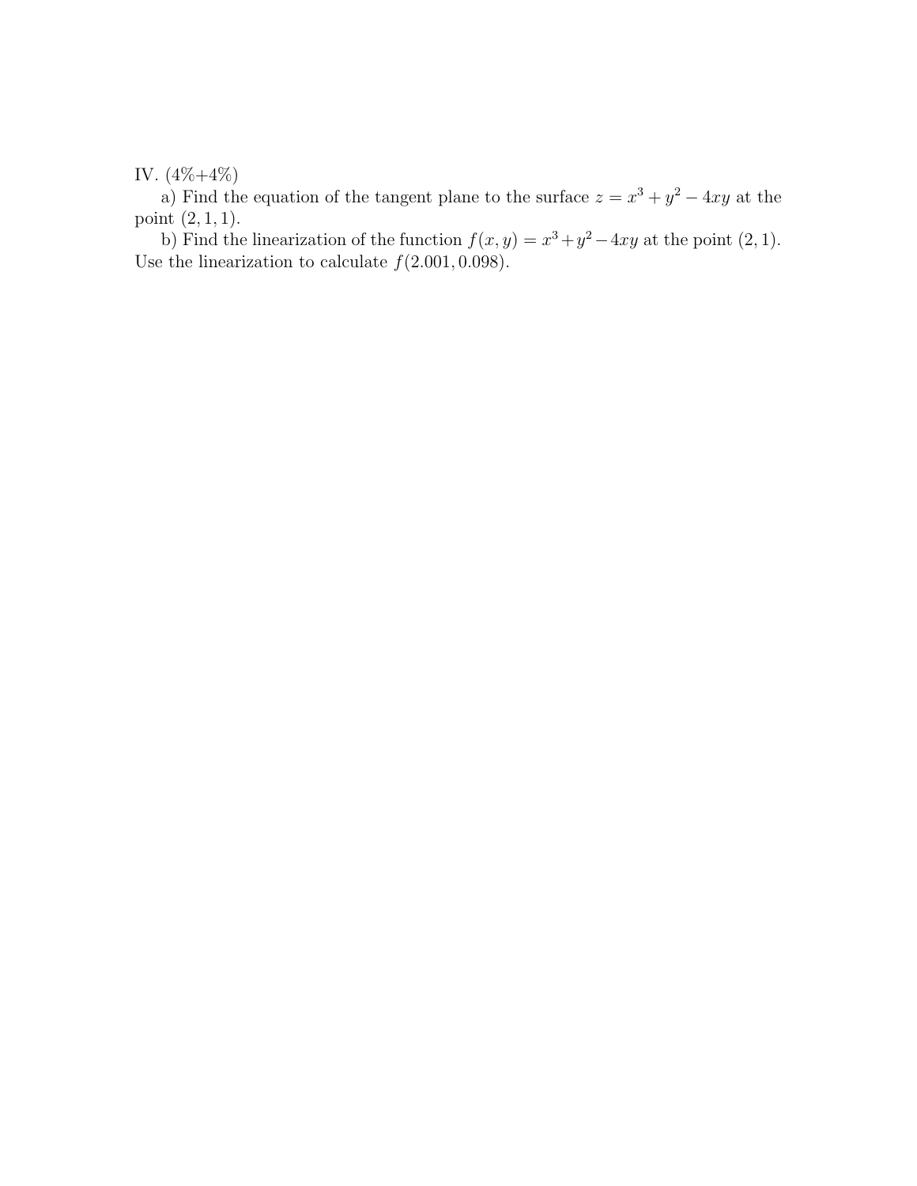IV. (4%+4%)

a) Find the equation of the tangent plane to the surface $z = x^3 + y^2 - 4xy$ at the point $(2, 1, 1)$.

b) Find the linearization of the function $f(x, y) = x^3 + y^2 - 4xy$ at the point $(2, 1)$. Use the linearization to calculate $f(2.001, 0.098)$.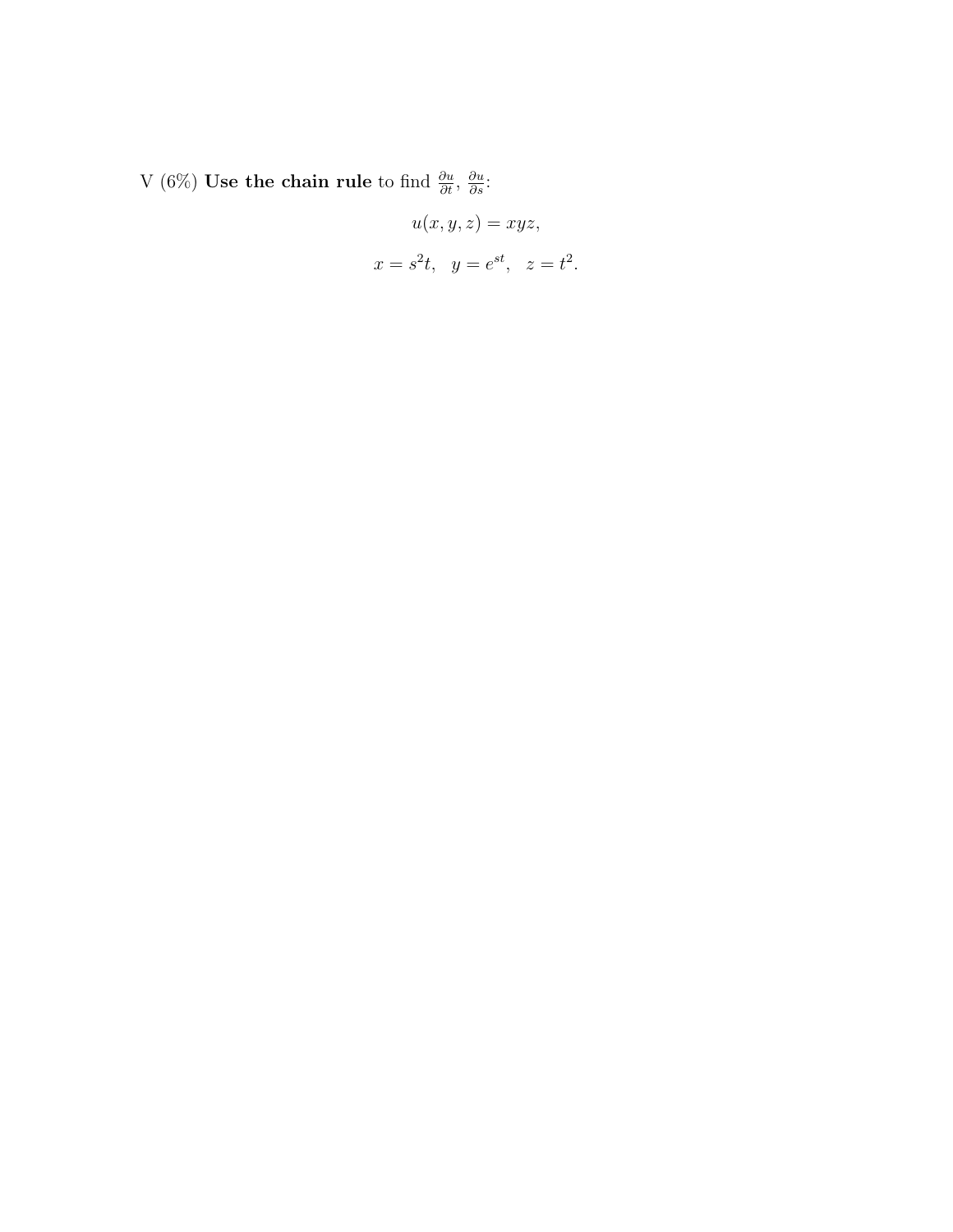V (6%) **Use the chain rule** to find $\frac{\partial u}{\partial t}$, $\frac{\partial u}{\partial s}$:

$$u(x, y, z) = xyz,$$

$$x = s^2 t, \quad y = e^{st}, \quad z = t^2.$$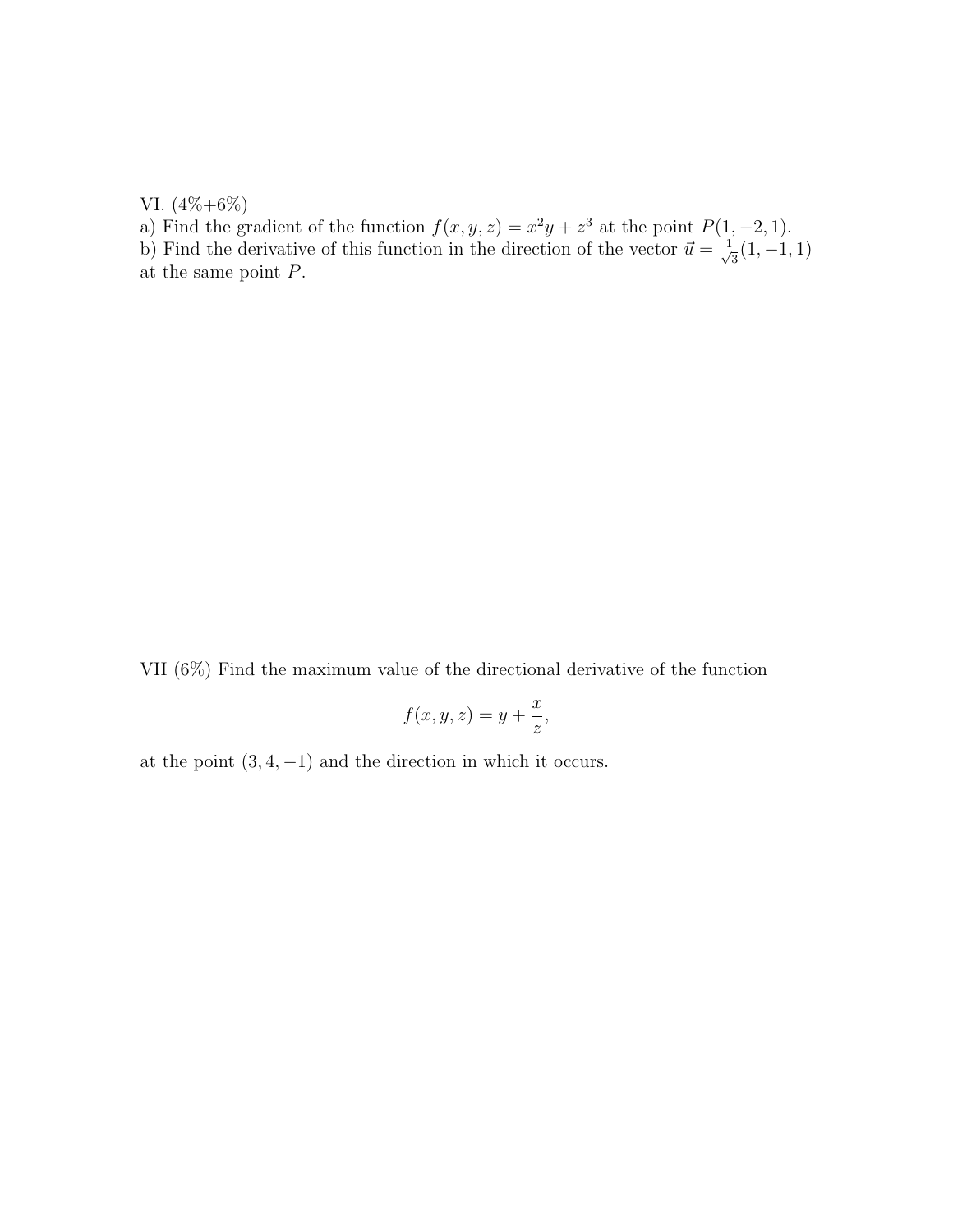VI. (4%+6%)

a) Find the gradient of the function $f(x, y, z) = x^2y + z^3$ at the point $P(1, -2, 1)$.

b) Find the derivative of this function in the direction of the vector $\vec{u} = \frac{1}{\sqrt{3}}(1, -1, 1)$ at the same point $P$.

VII (6%) Find the maximum value of the directional derivative of the function

$$f(x, y, z) = y + \frac{x}{z},$$

at the point $(3, 4, -1)$ and the direction in which it occurs.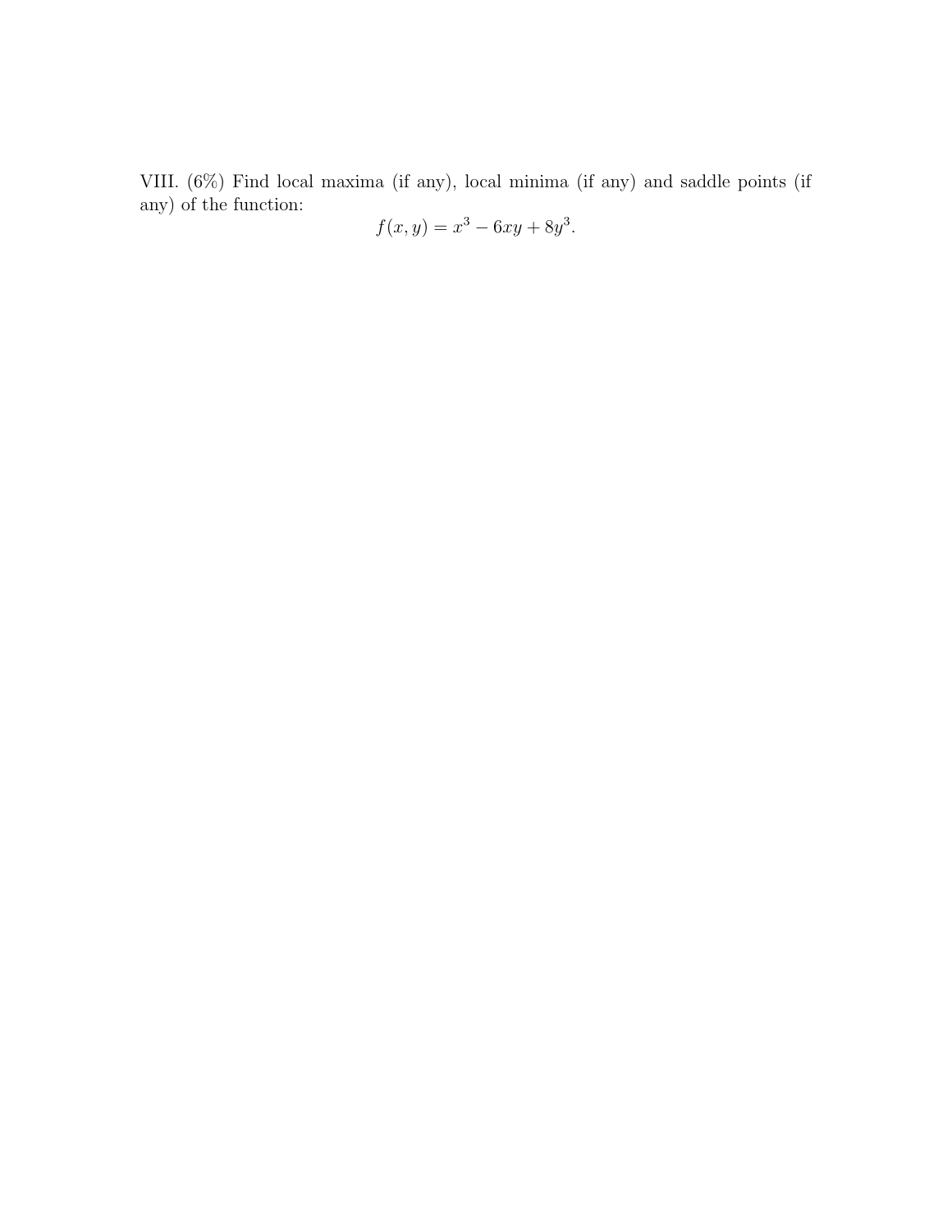VIII. (6%) Find local maxima (if any), local minima (if any) and saddle points (if any) of the function:

$$f(x, y) = x^3 - 6xy + 8y^3.$$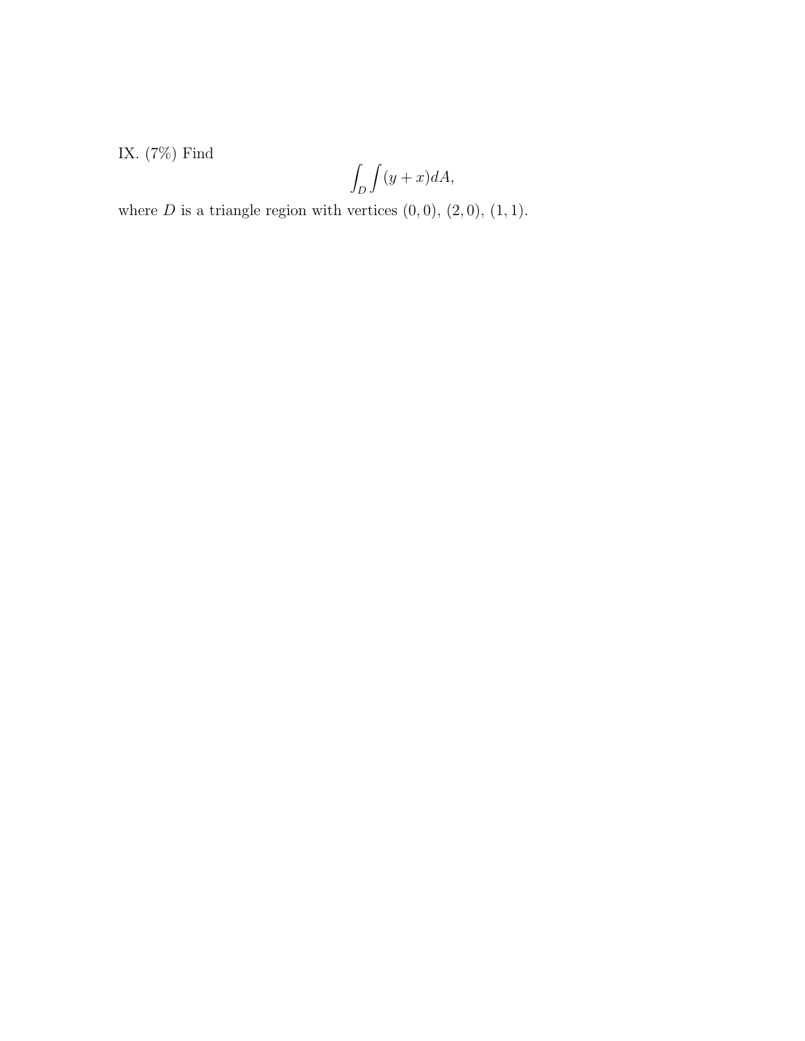IX. (7%) Find

$$\int_D\int (y+x)dA,$$

where $D$ is a triangle region with vertices $(0,0)$, $(2,0)$, $(1,1)$.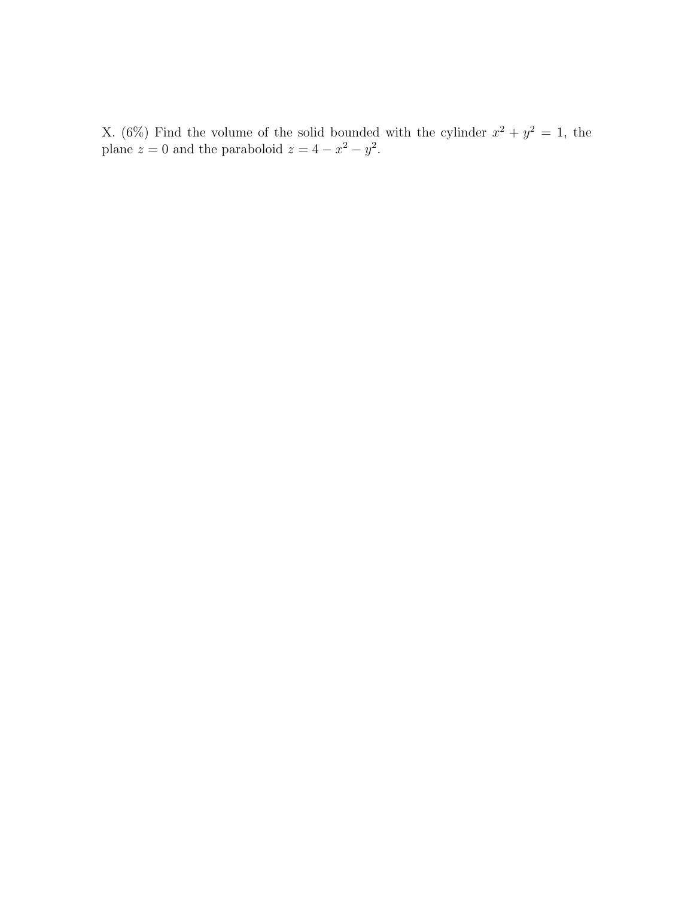X. (6%) Find the volume of the solid bounded with the cylinder $x^2 + y^2 = 1$, the plane $z = 0$ and the paraboloid $z = 4 - x^2 - y^2$.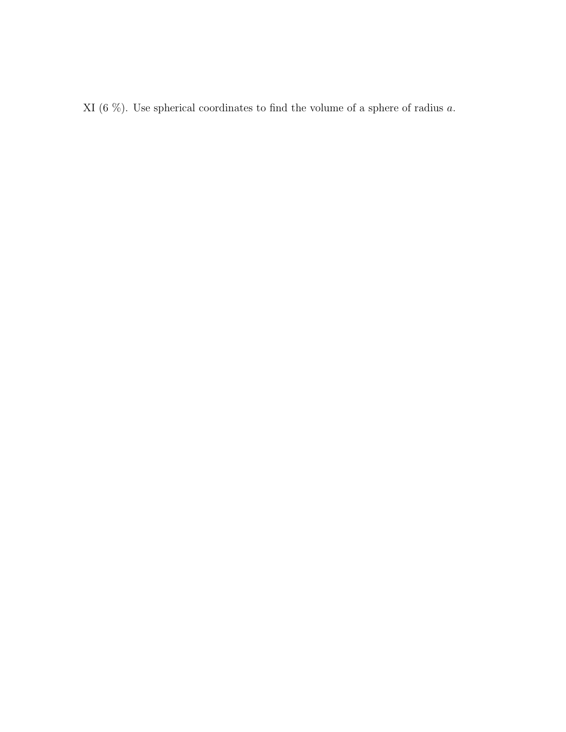XI (6 %). Use spherical coordinates to find the volume of a sphere of radius $a$.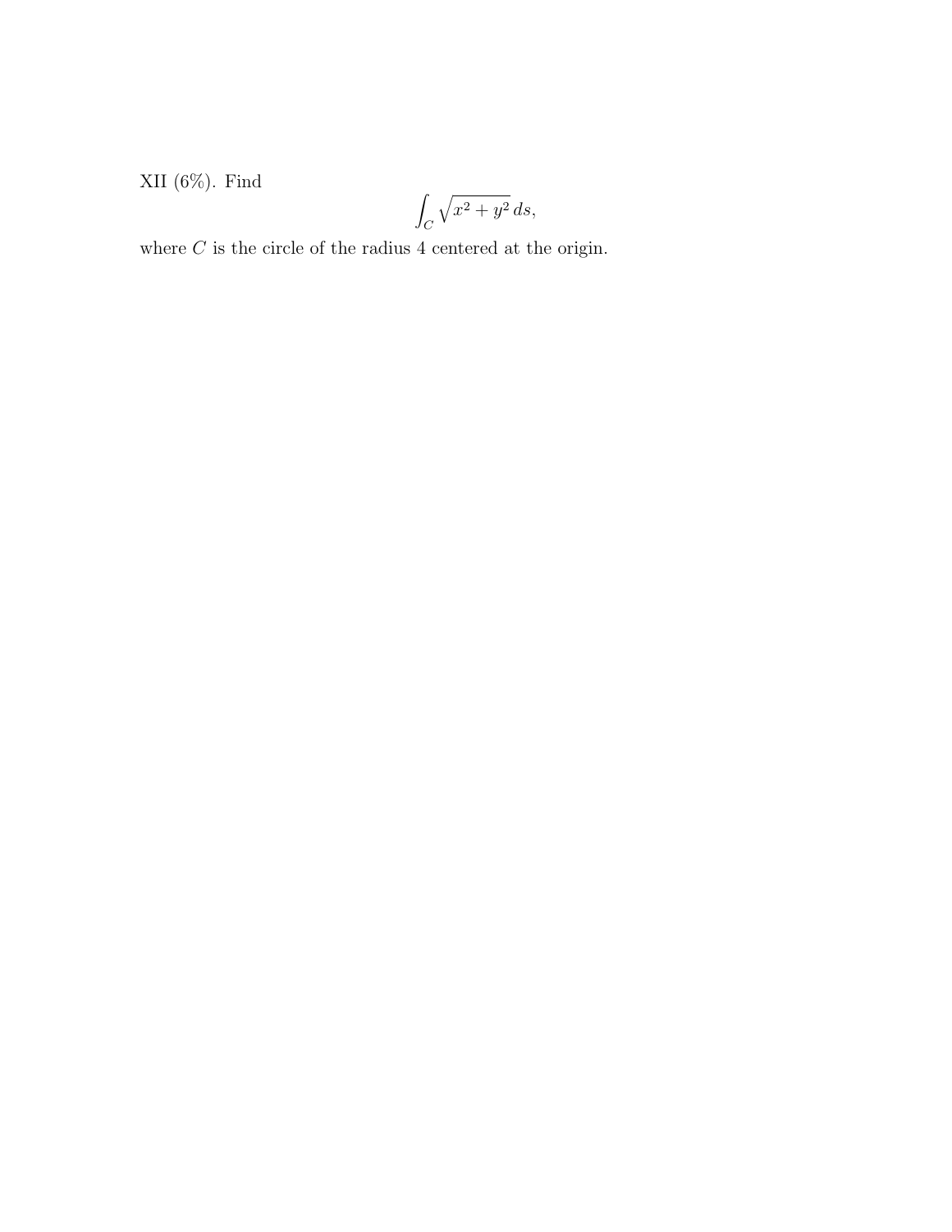XII (6%). Find

$$\int_C \sqrt{x^2 + y^2}\, ds,$$

where $C$ is the circle of the radius 4 centered at the origin.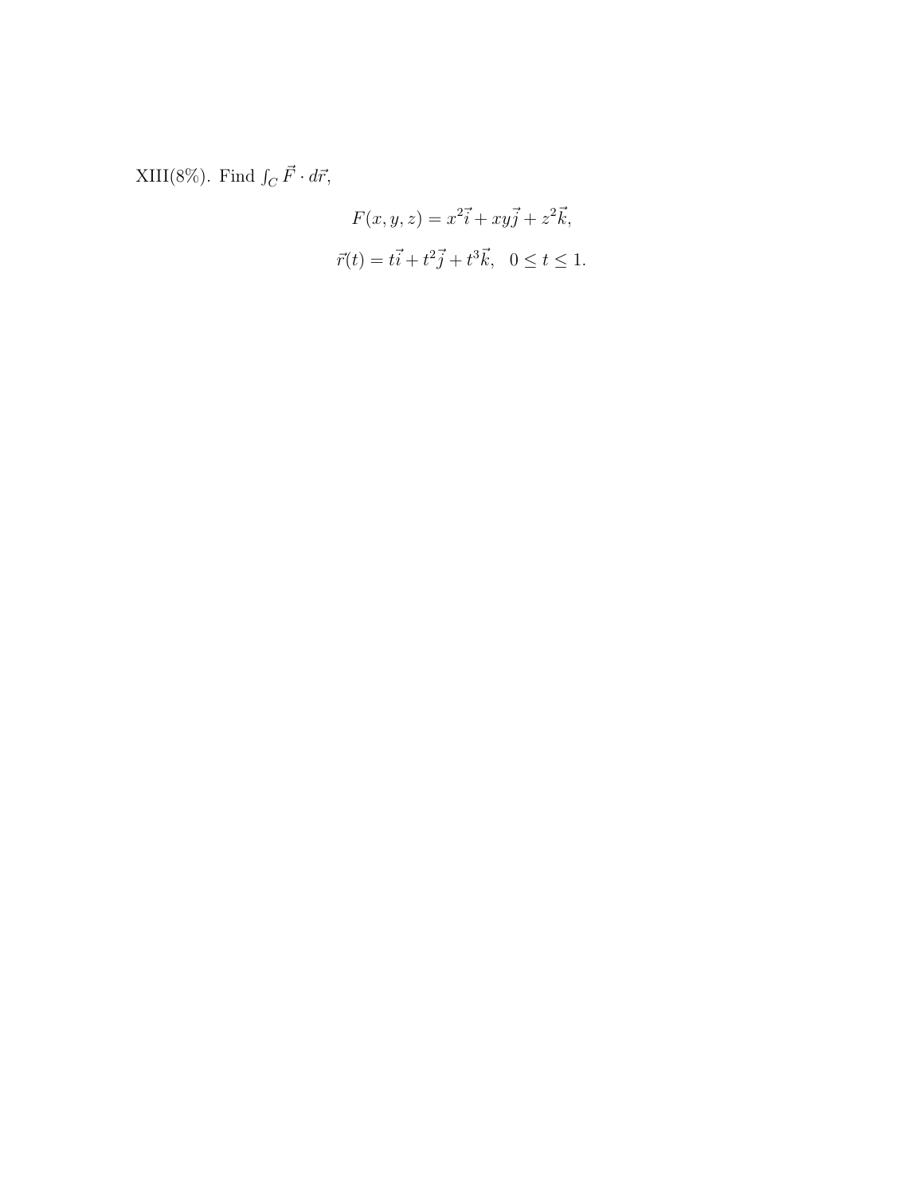XIII(8%). Find $\int_C \vec{F} \cdot d\vec{r}$,

$$F(x, y, z) = x^2\vec{i} + xy\vec{j} + z^2\vec{k},$$

$$\vec{r}(t) = t\vec{i} + t^2\vec{j} + t^3\vec{k}, \quad 0 \le t \le 1.$$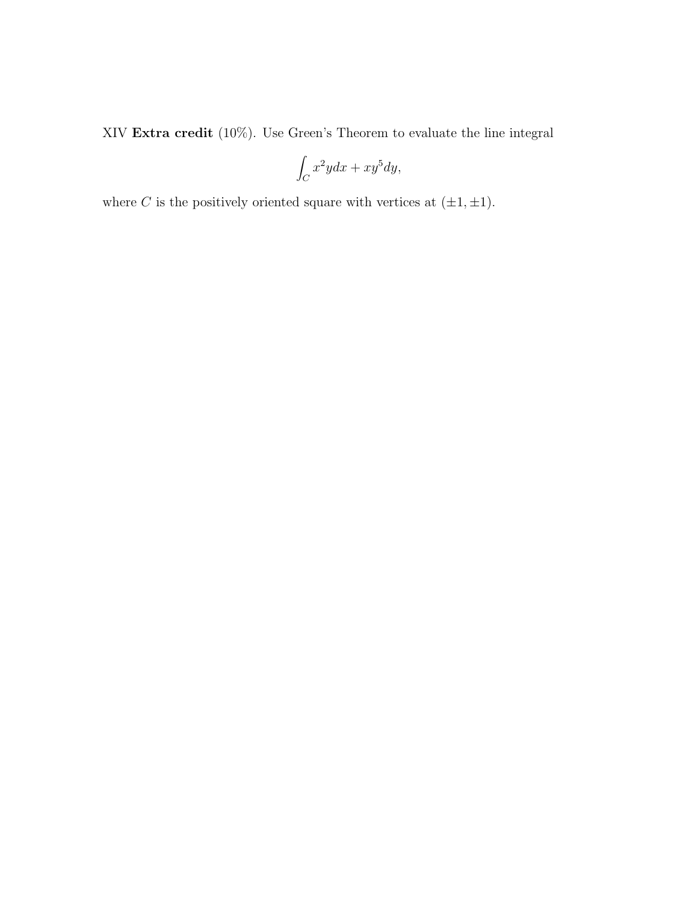XIV **Extra credit** (10%). Use Green's Theorem to evaluate the line integral

$$\int_C x^2 y dx + xy^5 dy,$$

where $C$ is the positively oriented square with vertices at $(\pm 1, \pm 1)$.